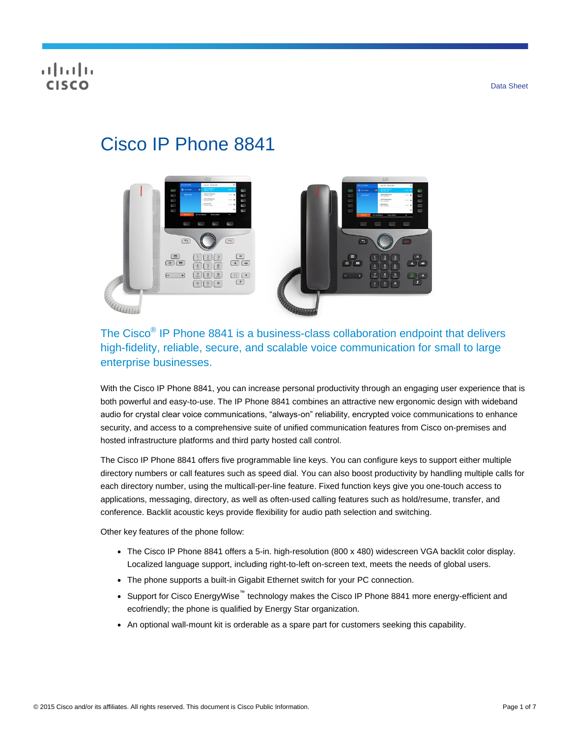Data Sheet

# Cisco IP Phone 8841

## The Cisco® IP Phone 8841 is a business-class collaboration endpoint that delivers high-fidelity, reliable, secure, and scalable voice communication for small to large enterprise businesses.

With the Cisco IP Phone 8841, you can increase personal productivity through an engaging user experience that is both powerful and easy-to-use. The IP Phone 8841 combines an attractive new ergonomic design with wideband audio for crystal clear voice communications, "always-on" reliability, encrypted voice communications to enhance security, and access to a comprehensive suite of unified communication features from Cisco on-premises and hosted infrastructure platforms and third party hosted call control.

The Cisco IP Phone 8841 offers five programmable line keys. You can configure keys to support either multiple directory numbers or call features such as speed dial. You can also boost productivity by handling multiple calls for each directory number, using the multicall-per-line feature. Fixed function keys give you one-touch access to applications, messaging, directory, as well as often-used calling features such as hold/resume, transfer, and conference. Backlit acoustic keys provide flexibility for audio path selection and switching.

Other key features of the phone follow:

- The Cisco IP Phone 8841 offers a 5-in. high-resolution (800 x 480) widescreen VGA backlit color display. Localized language support, including right-to-left on-screen text, meets the needs of global users.
- The phone supports a built-in Gigabit Ethernet switch for your PC connection.
- Support for Cisco EnergyWise™ technology makes the Cisco IP Phone 8841 more energy-efficient and ecofriendly; the phone is qualified by Energy Star organization.
- An optional wall-mount kit is orderable as a spare part for customers seeking this capability.

© 2015 Cisco and/or its affiliates. All rights reserved. This document is Cisco Public Information.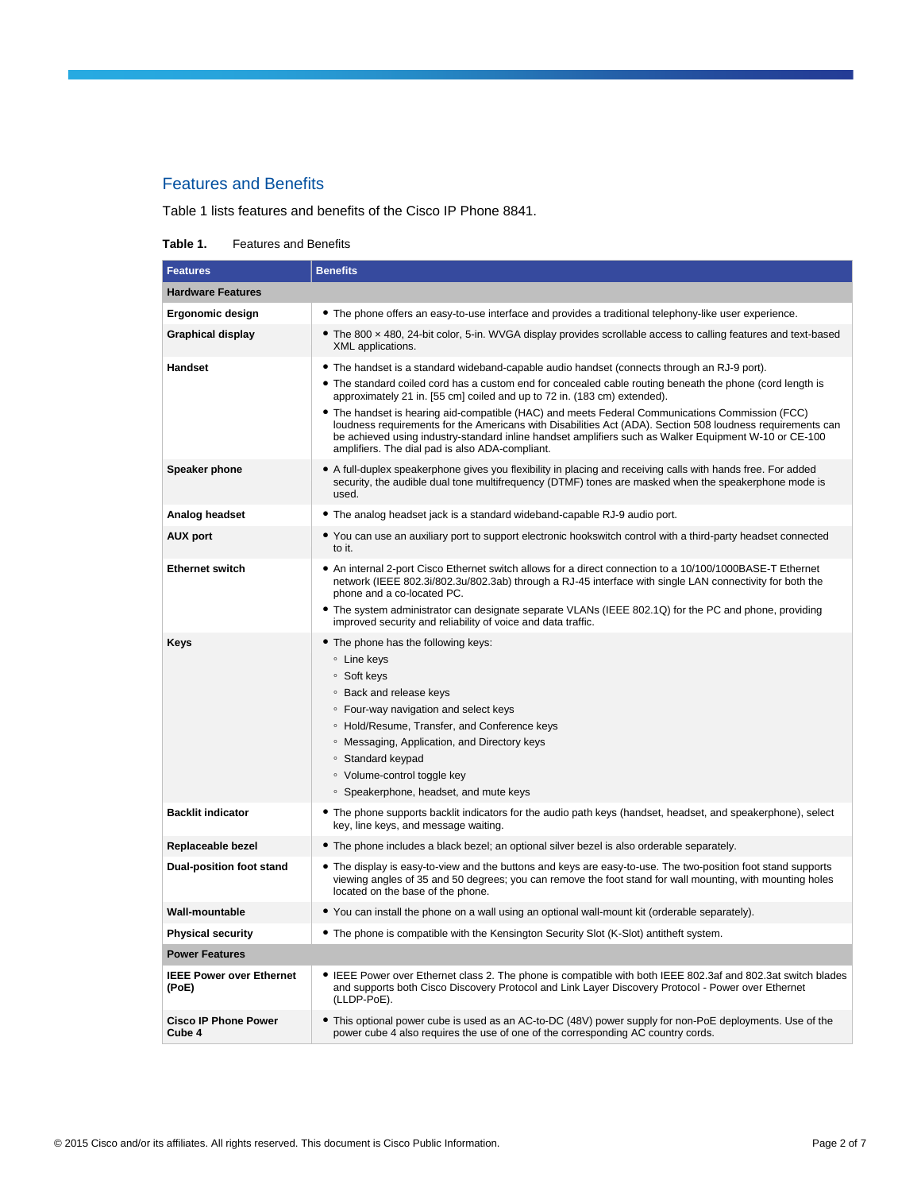## Features and Benefits

Table 1 lists features and benefits of the Cisco IP Phone 8841.

**Table 1.** Features and Benefits

| Features | Benefits |
| --- | --- |
| **Hardware Features** | |
| **Ergonomic design** | • The phone offers an easy-to-use interface and provides a traditional telephony-like user experience. |
| **Graphical display** | • The 800 × 480, 24-bit color, 5-in. WVGA display provides scrollable access to calling features and text-based XML applications. |
| **Handset** | • The handset is a standard wideband-capable audio handset (connects through an RJ-9 port).<br>• The standard coiled cord has a custom end for concealed cable routing beneath the phone (cord length is approximately 21 in. [55 cm] coiled and up to 72 in. (183 cm) extended).<br>• The handset is hearing aid-compatible (HAC) and meets Federal Communications Commission (FCC) loudness requirements for the Americans with Disabilities Act (ADA). Section 508 loudness requirements can be achieved using industry-standard inline handset amplifiers such as Walker Equipment W-10 or CE-100 amplifiers. The dial pad is also ADA-compliant. |
| **Speaker phone** | • A full-duplex speakerphone gives you flexibility in placing and receiving calls with hands free. For added security, the audible dual tone multifrequency (DTMF) tones are masked when the speakerphone mode is used. |
| **Analog headset** | • The analog headset jack is a standard wideband-capable RJ-9 audio port. |
| **AUX port** | • You can use an auxiliary port to support electronic hookswitch control with a third-party headset connected to it. |
| **Ethernet switch** | • An internal 2-port Cisco Ethernet switch allows for a direct connection to a 10/100/1000BASE-T Ethernet network (IEEE 802.3i/802.3u/802.3ab) through a RJ-45 interface with single LAN connectivity for both the phone and a co-located PC.<br>• The system administrator can designate separate VLANs (IEEE 802.1Q) for the PC and phone, providing improved security and reliability of voice and data traffic. |
| **Keys** | • The phone has the following keys:<br>◦ Line keys<br>◦ Soft keys<br>◦ Back and release keys<br>◦ Four-way navigation and select keys<br>◦ Hold/Resume, Transfer, and Conference keys<br>◦ Messaging, Application, and Directory keys<br>◦ Standard keypad<br>◦ Volume-control toggle key<br>◦ Speakerphone, headset, and mute keys |
| **Backlit indicator** | • The phone supports backlit indicators for the audio path keys (handset, headset, and speakerphone), select key, line keys, and message waiting. |
| **Replaceable bezel** | • The phone includes a black bezel; an optional silver bezel is also orderable separately. |
| **Dual-position foot stand** | • The display is easy-to-view and the buttons and keys are easy-to-use. The two-position foot stand supports viewing angles of 35 and 50 degrees; you can remove the foot stand for wall mounting, with mounting holes located on the base of the phone. |
| **Wall-mountable** | • You can install the phone on a wall using an optional wall-mount kit (orderable separately). |
| **Physical security** | • The phone is compatible with the Kensington Security Slot (K-Slot) antitheft system. |
| **Power Features** | |
| **IEEE Power over Ethernet (PoE)** | • IEEE Power over Ethernet class 2. The phone is compatible with both IEEE 802.3af and 802.3at switch blades and supports both Cisco Discovery Protocol and Link Layer Discovery Protocol - Power over Ethernet (LLDP-PoE). |
| **Cisco IP Phone Power Cube 4** | • This optional power cube is used as an AC-to-DC (48V) power supply for non-PoE deployments. Use of the power cube 4 also requires the use of one of the corresponding AC country cords. |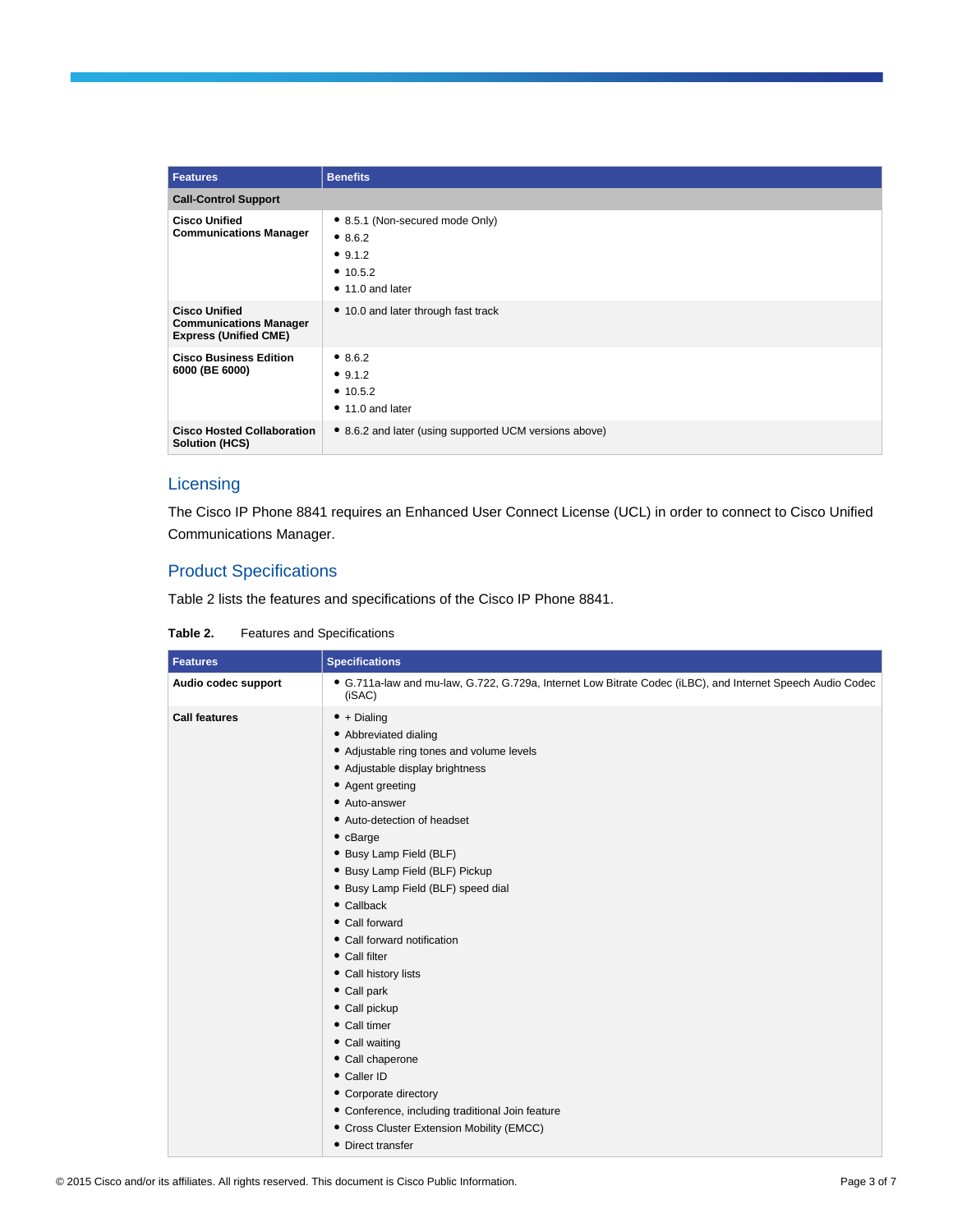| Features | Benefits |
| --- | --- |
| **Call-Control Support** | |
| **Cisco Unified Communications Manager** | • 8.5.1 (Non-secured mode Only)<br>• 8.6.2<br>• 9.1.2<br>• 10.5.2<br>• 11.0 and later |
| **Cisco Unified Communications Manager Express (Unified CME)** | • 10.0 and later through fast track |
| **Cisco Business Edition 6000 (BE 6000)** | • 8.6.2<br>• 9.1.2<br>• 10.5.2<br>• 11.0 and later |
| **Cisco Hosted Collaboration Solution (HCS)** | • 8.6.2 and later (using supported UCM versions above) |

## Licensing

The Cisco IP Phone 8841 requires an Enhanced User Connect License (UCL) in order to connect to Cisco Unified Communications Manager.

## Product Specifications

Table 2 lists the features and specifications of the Cisco IP Phone 8841.

**Table 2.** Features and Specifications

| Features | Specifications |
| --- | --- |
| **Audio codec support** | • G.711a-law and mu-law, G.722, G.729a, Internet Low Bitrate Codec (iLBC), and Internet Speech Audio Codec (iSAC) |
| **Call features** | • + Dialing<br>• Abbreviated dialing<br>• Adjustable ring tones and volume levels<br>• Adjustable display brightness<br>• Agent greeting<br>• Auto-answer<br>• Auto-detection of headset<br>• cBarge<br>• Busy Lamp Field (BLF)<br>• Busy Lamp Field (BLF) Pickup<br>• Busy Lamp Field (BLF) speed dial<br>• Callback<br>• Call forward<br>• Call forward notification<br>• Call filter<br>• Call history lists<br>• Call park<br>• Call pickup<br>• Call timer<br>• Call waiting<br>• Call chaperone<br>• Caller ID<br>• Corporate directory<br>• Conference, including traditional Join feature<br>• Cross Cluster Extension Mobility (EMCC)<br>• Direct transfer |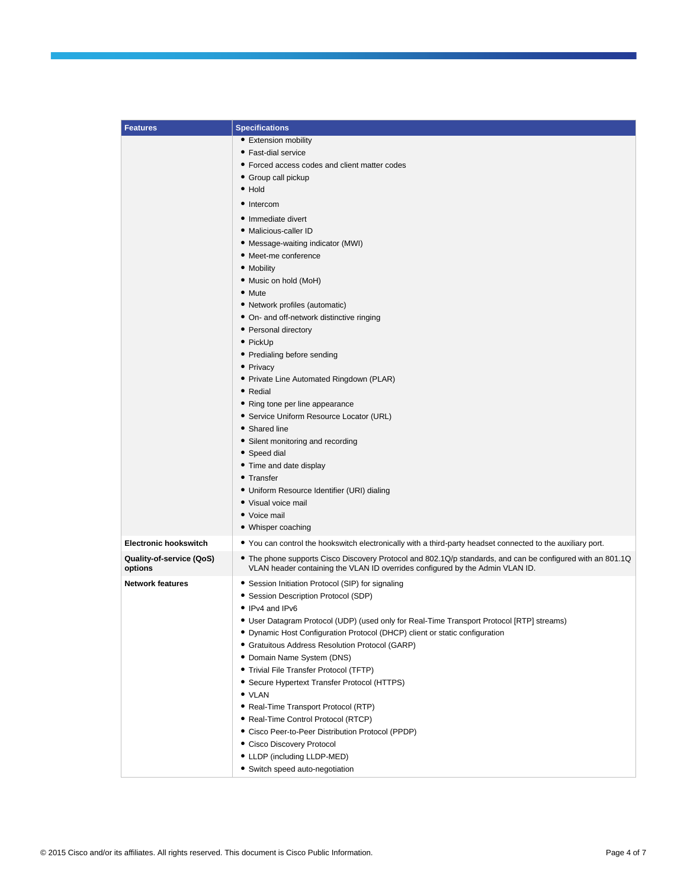| Features | Specifications |
|---|---|
| | • Extension mobility<br>• Fast-dial service<br>• Forced access codes and client matter codes<br>• Group call pickup<br>• Hold<br>• Intercom<br>• Immediate divert<br>• Malicious-caller ID<br>• Message-waiting indicator (MWI)<br>• Meet-me conference<br>• Mobility<br>• Music on hold (MoH)<br>• Mute<br>• Network profiles (automatic)<br>• On- and off-network distinctive ringing<br>• Personal directory<br>• PickUp<br>• Predialing before sending<br>• Privacy<br>• Private Line Automated Ringdown (PLAR)<br>• Redial<br>• Ring tone per line appearance<br>• Service Uniform Resource Locator (URL)<br>• Shared line<br>• Silent monitoring and recording<br>• Speed dial<br>• Time and date display<br>• Transfer<br>• Uniform Resource Identifier (URI) dialing<br>• Visual voice mail<br>• Voice mail<br>• Whisper coaching |
| **Electronic hookswitch** | • You can control the hookswitch electronically with a third-party headset connected to the auxiliary port. |
| **Quality-of-service (QoS) options** | • The phone supports Cisco Discovery Protocol and 802.1Q/p standards, and can be configured with an 801.1Q VLAN header containing the VLAN ID overrides configured by the Admin VLAN ID. |
| **Network features** | • Session Initiation Protocol (SIP) for signaling<br>• Session Description Protocol (SDP)<br>• IPv4 and IPv6<br>• User Datagram Protocol (UDP) (used only for Real-Time Transport Protocol [RTP] streams)<br>• Dynamic Host Configuration Protocol (DHCP) client or static configuration<br>• Gratuitous Address Resolution Protocol (GARP)<br>• Domain Name System (DNS)<br>• Trivial File Transfer Protocol (TFTP)<br>• Secure Hypertext Transfer Protocol (HTTPS)<br>• VLAN<br>• Real-Time Transport Protocol (RTP)<br>• Real-Time Control Protocol (RTCP)<br>• Cisco Peer-to-Peer Distribution Protocol (PPDP)<br>• Cisco Discovery Protocol<br>• LLDP (including LLDP-MED)<br>• Switch speed auto-negotiation |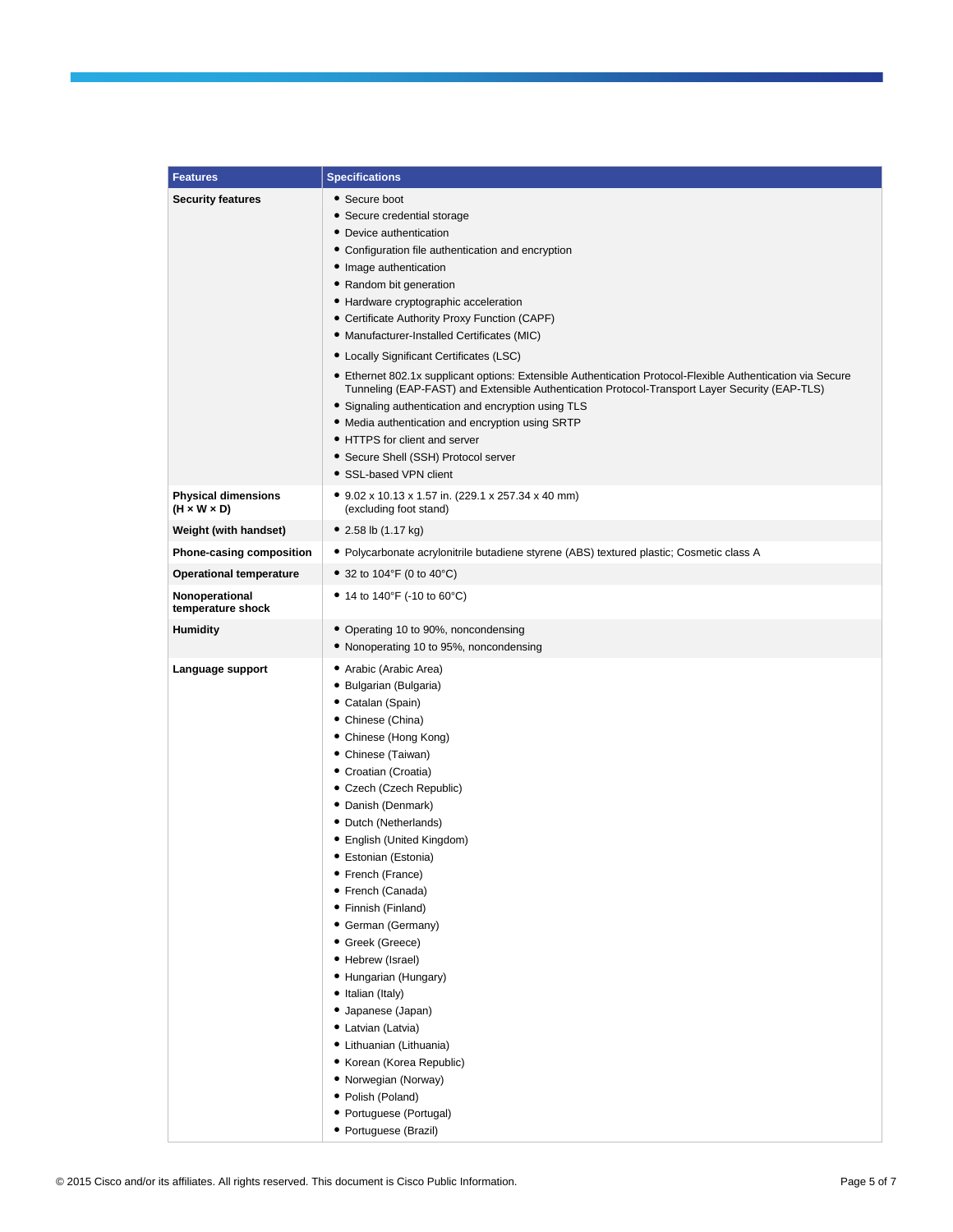| Features | Specifications |
|---|---|
| **Security features** | • Secure boot<br>• Secure credential storage<br>• Device authentication<br>• Configuration file authentication and encryption<br>• Image authentication<br>• Random bit generation<br>• Hardware cryptographic acceleration<br>• Certificate Authority Proxy Function (CAPF)<br>• Manufacturer-Installed Certificates (MIC)<br>• Locally Significant Certificates (LSC)<br>• Ethernet 802.1x supplicant options: Extensible Authentication Protocol-Flexible Authentication via Secure Tunneling (EAP-FAST) and Extensible Authentication Protocol-Transport Layer Security (EAP-TLS)<br>• Signaling authentication and encryption using TLS<br>• Media authentication and encryption using SRTP<br>• HTTPS for client and server<br>• Secure Shell (SSH) Protocol server<br>• SSL-based VPN client |
| **Physical dimensions (H × W × D)** | • 9.02 x 10.13 x 1.57 in. (229.1 x 257.34 x 40 mm) (excluding foot stand) |
| **Weight (with handset)** | • 2.58 lb (1.17 kg) |
| **Phone-casing composition** | • Polycarbonate acrylonitrile butadiene styrene (ABS) textured plastic; Cosmetic class A |
| **Operational temperature** | • 32 to 104°F (0 to 40°C) |
| **Nonoperational temperature shock** | • 14 to 140°F (-10 to 60°C) |
| **Humidity** | • Operating 10 to 90%, noncondensing<br>• Nonoperating 10 to 95%, noncondensing |
| **Language support** | • Arabic (Arabic Area)<br>• Bulgarian (Bulgaria)<br>• Catalan (Spain)<br>• Chinese (China)<br>• Chinese (Hong Kong)<br>• Chinese (Taiwan)<br>• Croatian (Croatia)<br>• Czech (Czech Republic)<br>• Danish (Denmark)<br>• Dutch (Netherlands)<br>• English (United Kingdom)<br>• Estonian (Estonia)<br>• French (France)<br>• French (Canada)<br>• Finnish (Finland)<br>• German (Germany)<br>• Greek (Greece)<br>• Hebrew (Israel)<br>• Hungarian (Hungary)<br>• Italian (Italy)<br>• Japanese (Japan)<br>• Latvian (Latvia)<br>• Lithuanian (Lithuania)<br>• Korean (Korea Republic)<br>• Norwegian (Norway)<br>• Polish (Poland)<br>• Portuguese (Portugal)<br>• Portuguese (Brazil) |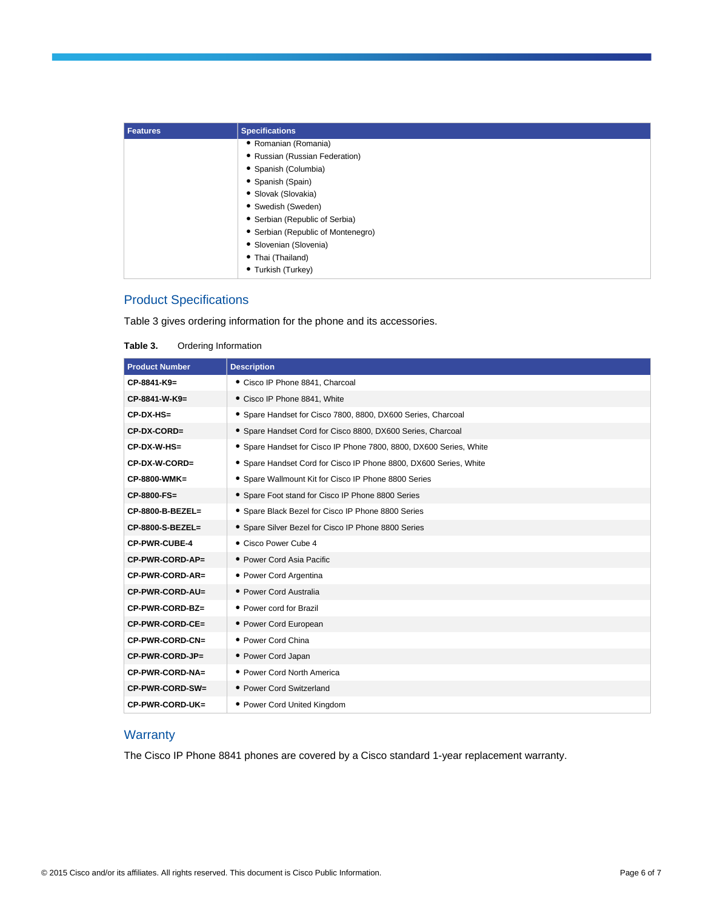| Features | Specifications |
| --- | --- |
| | • Romanian (Romania)<br>• Russian (Russian Federation)<br>• Spanish (Columbia)<br>• Spanish (Spain)<br>• Slovak (Slovakia)<br>• Swedish (Sweden)<br>• Serbian (Republic of Serbia)<br>• Serbian (Republic of Montenegro)<br>• Slovenian (Slovenia)<br>• Thai (Thailand)<br>• Turkish (Turkey) |

## Product Specifications

Table 3 gives ordering information for the phone and its accessories.

**Table 3.** Ordering Information

| Product Number | Description |
| --- | --- |
| **CP-8841-K9=** | • Cisco IP Phone 8841, Charcoal |
| **CP-8841-W-K9=** | • Cisco IP Phone 8841, White |
| **CP-DX-HS=** | • Spare Handset for Cisco 7800, 8800, DX600 Series, Charcoal |
| **CP-DX-CORD=** | • Spare Handset Cord for Cisco 8800, DX600 Series, Charcoal |
| **CP-DX-W-HS=** | • Spare Handset for Cisco IP Phone 7800, 8800, DX600 Series, White |
| **CP-DX-W-CORD=** | • Spare Handset Cord for Cisco IP Phone 8800, DX600 Series, White |
| **CP-8800-WMK=** | • Spare Wallmount Kit for Cisco IP Phone 8800 Series |
| **CP-8800-FS=** | • Spare Foot stand for Cisco IP Phone 8800 Series |
| **CP-8800-B-BEZEL=** | • Spare Black Bezel for Cisco IP Phone 8800 Series |
| **CP-8800-S-BEZEL=** | • Spare Silver Bezel for Cisco IP Phone 8800 Series |
| **CP-PWR-CUBE-4** | • Cisco Power Cube 4 |
| **CP-PWR-CORD-AP=** | • Power Cord Asia Pacific |
| **CP-PWR-CORD-AR=** | • Power Cord Argentina |
| **CP-PWR-CORD-AU=** | • Power Cord Australia |
| **CP-PWR-CORD-BZ=** | • Power cord for Brazil |
| **CP-PWR-CORD-CE=** | • Power Cord European |
| **CP-PWR-CORD-CN=** | • Power Cord China |
| **CP-PWR-CORD-JP=** | • Power Cord Japan |
| **CP-PWR-CORD-NA=** | • Power Cord North America |
| **CP-PWR-CORD-SW=** | • Power Cord Switzerland |
| **CP-PWR-CORD-UK=** | • Power Cord United Kingdom |

## Warranty

The Cisco IP Phone 8841 phones are covered by a Cisco standard 1-year replacement warranty.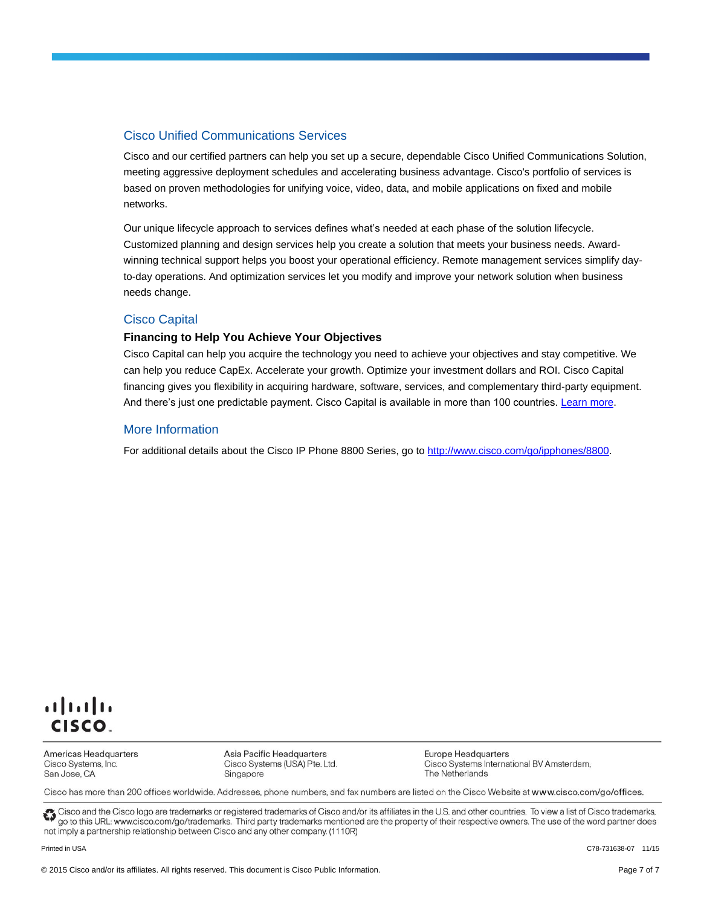## Cisco Unified Communications Services

Cisco and our certified partners can help you set up a secure, dependable Cisco Unified Communications Solution, meeting aggressive deployment schedules and accelerating business advantage. Cisco's portfolio of services is based on proven methodologies for unifying voice, video, data, and mobile applications on fixed and mobile networks.

Our unique lifecycle approach to services defines what's needed at each phase of the solution lifecycle. Customized planning and design services help you create a solution that meets your business needs. Award-winning technical support helps you boost your operational efficiency. Remote management services simplify day-to-day operations. And optimization services let you modify and improve your network solution when business needs change.

## Cisco Capital

### Financing to Help You Achieve Your Objectives

Cisco Capital can help you acquire the technology you need to achieve your objectives and stay competitive. We can help you reduce CapEx. Accelerate your growth. Optimize your investment dollars and ROI. Cisco Capital financing gives you flexibility in acquiring hardware, software, services, and complementary third-party equipment. And there's just one predictable payment. Cisco Capital is available in more than 100 countries. [Learn more](#).

## More Information

For additional details about the Cisco IP Phone 8800 Series, go to [http://www.cisco.com/go/ipphones/8800](http://www.cisco.com/go/ipphones/8800).

Americas Headquarters
Cisco Systems, Inc.
San Jose, CA

Asia Pacific Headquarters
Cisco Systems (USA) Pte. Ltd.
Singapore

Europe Headquarters
Cisco Systems International BV Amsterdam,
The Netherlands

Cisco has more than 200 offices worldwide. Addresses, phone numbers, and fax numbers are listed on the Cisco Website at www.cisco.com/go/offices.

Cisco and the Cisco logo are trademarks or registered trademarks of Cisco and/or its affiliates in the U.S. and other countries. To view a list of Cisco trademarks, go to this URL: www.cisco.com/go/trademarks. Third party trademarks mentioned are the property of their respective owners. The use of the word partner does not imply a partnership relationship between Cisco and any other company. (1110R)

Printed in USA C78-731638-07 11/15

© 2015 Cisco and/or its affiliates. All rights reserved. This document is Cisco Public Information.